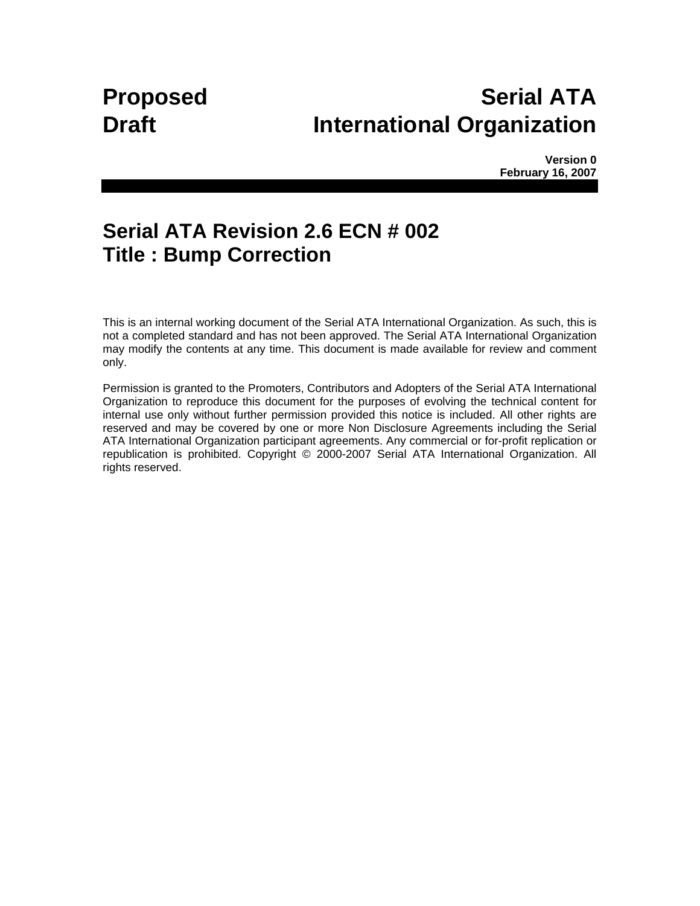**Proposed Draft**

# Serial ATA International Organization

**Version 0**
**February 16, 2007**

# Serial ATA Revision 2.6 ECN # 002
# Title : Bump Correction

This is an internal working document of the Serial ATA International Organization. As such, this is not a completed standard and has not been approved. The Serial ATA International Organization may modify the contents at any time. This document is made available for review and comment only.

Permission is granted to the Promoters, Contributors and Adopters of the Serial ATA International Organization to reproduce this document for the purposes of evolving the technical content for internal use only without further permission provided this notice is included. All other rights are reserved and may be covered by one or more Non Disclosure Agreements including the Serial ATA International Organization participant agreements. Any commercial or for-profit replication or republication is prohibited. Copyright © 2000-2007 Serial ATA International Organization. All rights reserved.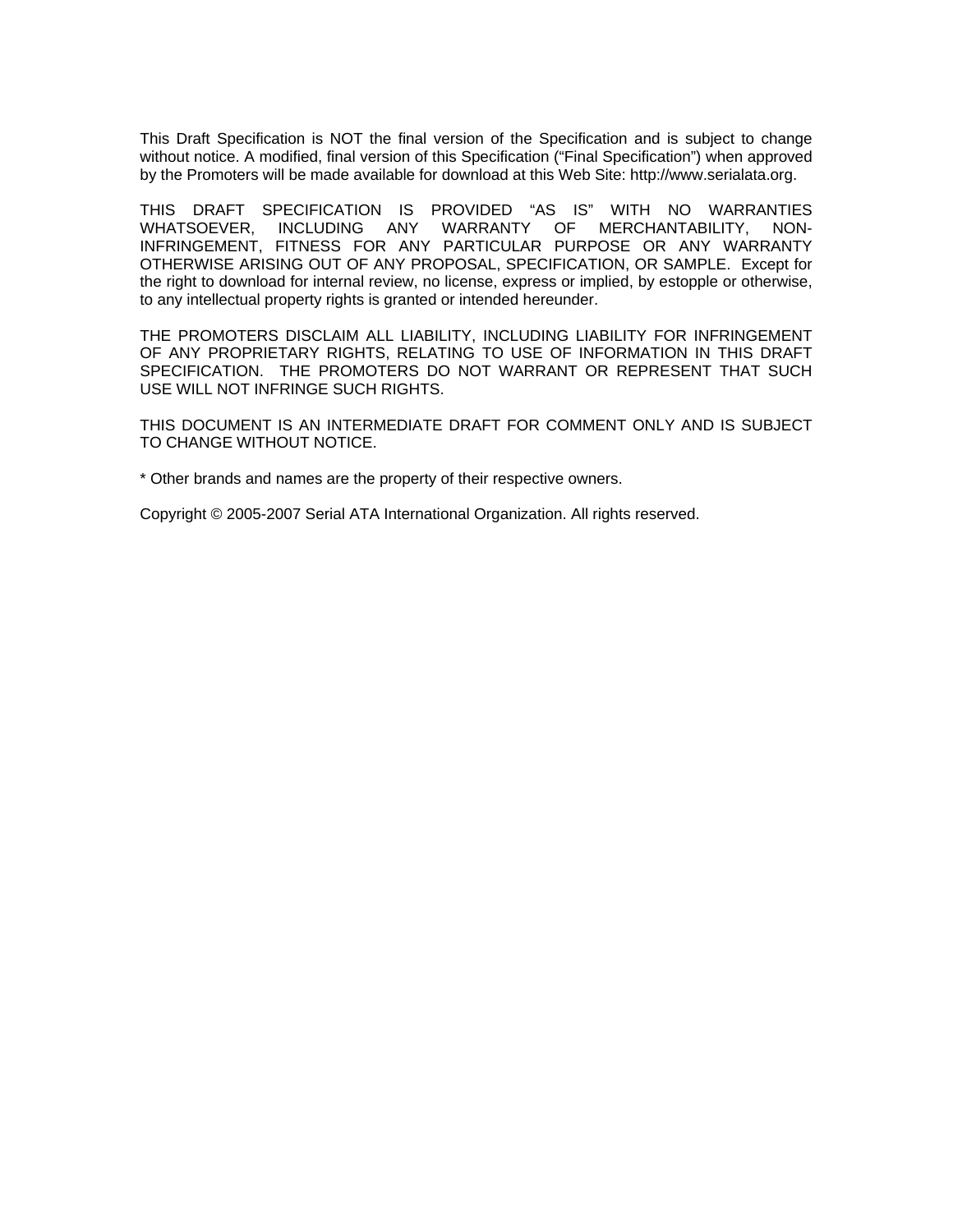This Draft Specification is NOT the final version of the Specification and is subject to change without notice. A modified, final version of this Specification ("Final Specification") when approved by the Promoters will be made available for download at this Web Site: http://www.serialata.org.

THIS DRAFT SPECIFICATION IS PROVIDED "AS IS" WITH NO WARRANTIES WHATSOEVER, INCLUDING ANY WARRANTY OF MERCHANTABILITY, NON-INFRINGEMENT, FITNESS FOR ANY PARTICULAR PURPOSE OR ANY WARRANTY OTHERWISE ARISING OUT OF ANY PROPOSAL, SPECIFICATION, OR SAMPLE. Except for the right to download for internal review, no license, express or implied, by estopple or otherwise, to any intellectual property rights is granted or intended hereunder.

THE PROMOTERS DISCLAIM ALL LIABILITY, INCLUDING LIABILITY FOR INFRINGEMENT OF ANY PROPRIETARY RIGHTS, RELATING TO USE OF INFORMATION IN THIS DRAFT SPECIFICATION. THE PROMOTERS DO NOT WARRANT OR REPRESENT THAT SUCH USE WILL NOT INFRINGE SUCH RIGHTS.

THIS DOCUMENT IS AN INTERMEDIATE DRAFT FOR COMMENT ONLY AND IS SUBJECT TO CHANGE WITHOUT NOTICE.

* Other brands and names are the property of their respective owners.

Copyright © 2005-2007 Serial ATA International Organization. All rights reserved.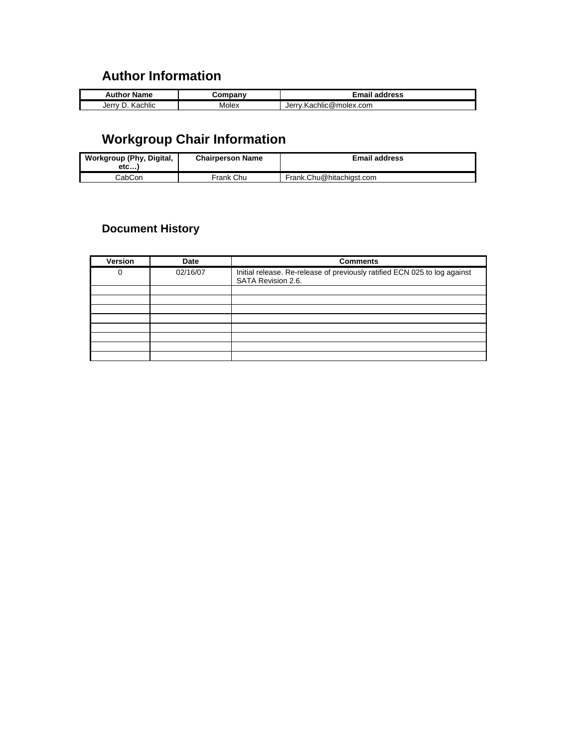## Author Information

| Author Name | Company | Email address |
| --- | --- | --- |
| Jerry D. Kachlic | Molex | Jerry.Kachlic@molex.com |

## Workgroup Chair Information

| Workgroup (Phy, Digital, etc…) | Chairperson Name | Email address |
| --- | --- | --- |
| CabCon | Frank Chu | Frank.Chu@hitachigst.com |

### Document History

| Version | Date | Comments |
| --- | --- | --- |
| 0 | 02/16/07 | Initial release. Re-release of previously ratified ECN 025 to log against SATA Revision 2.6. |
| | | |
| | | |
| | | |
| | | |
| | | |
| | | |
| | | |
| | | |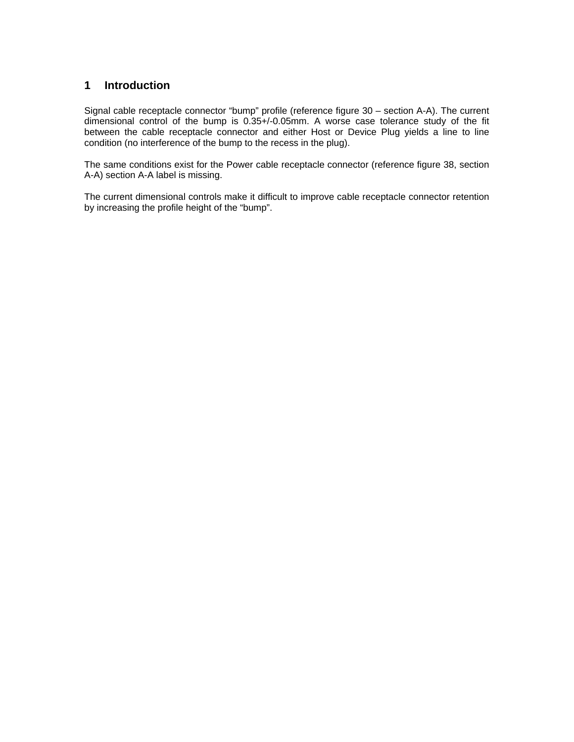# 1 Introduction

Signal cable receptacle connector “bump” profile (reference figure 30 – section A-A). The current dimensional control of the bump is 0.35+/-0.05mm. A worse case tolerance study of the fit between the cable receptacle connector and either Host or Device Plug yields a line to line condition (no interference of the bump to the recess in the plug).

The same conditions exist for the Power cable receptacle connector (reference figure 38, section A-A) section A-A label is missing.

The current dimensional controls make it difficult to improve cable receptacle connector retention by increasing the profile height of the “bump”.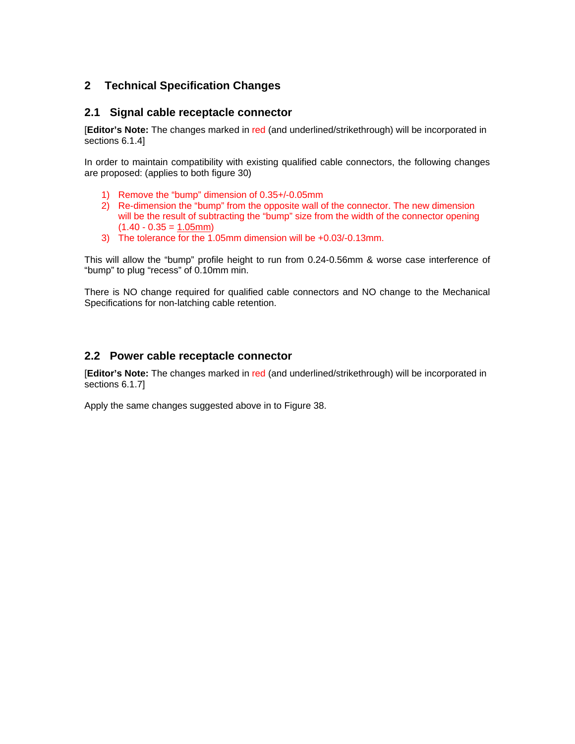# 2 Technical Specification Changes

## 2.1 Signal cable receptacle connector

[**Editor's Note:** The changes marked in red (and underlined/strikethrough) will be incorporated in sections 6.1.4]

In order to maintain compatibility with existing qualified cable connectors, the following changes are proposed: (applies to both figure 30)

1) Remove the "bump" dimension of 0.35+/-0.05mm
2) Re-dimension the "bump" from the opposite wall of the connector. The new dimension will be the result of subtracting the "bump" size from the width of the connector opening (1.40 - 0.35 = 1.05mm)
3) The tolerance for the 1.05mm dimension will be +0.03/-0.13mm.

This will allow the "bump" profile height to run from 0.24-0.56mm & worse case interference of "bump" to plug "recess" of 0.10mm min.

There is NO change required for qualified cable connectors and NO change to the Mechanical Specifications for non-latching cable retention.

## 2.2 Power cable receptacle connector

[**Editor's Note:** The changes marked in red (and underlined/strikethrough) will be incorporated in sections 6.1.7]

Apply the same changes suggested above in to Figure 38.